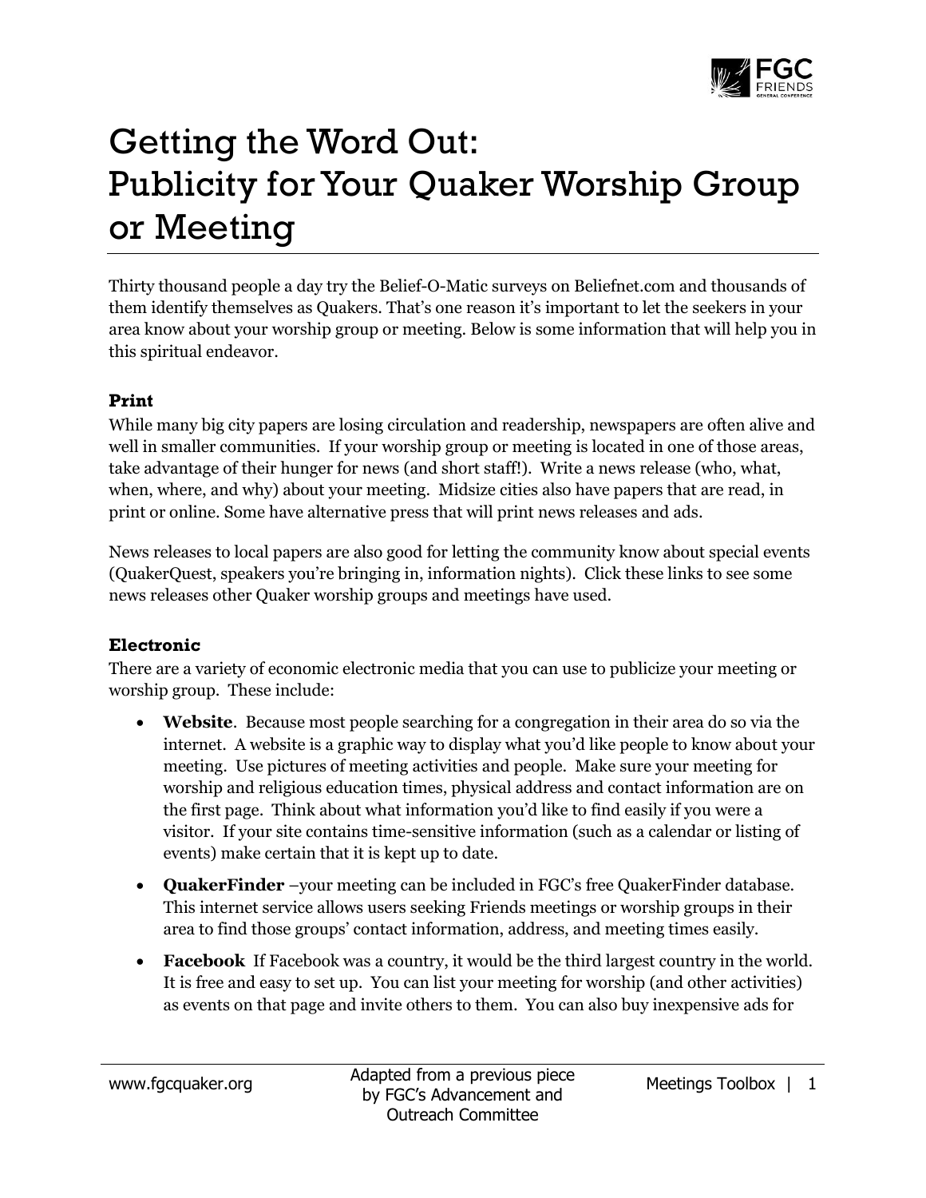# Getting the Word Out: Publicity for Your Quaker Worship Group or Meeting

Thirty thousand people a day try the Belief-O-Matic surveys on Beliefnet.com and thousands of them identify themselves as Quakers. That's one reason it's important to let the seekers in your area know about your worship group or meeting. Below is some information that will help you in this spiritual endeavor.

### Print

While many big city papers are losing circulation and readership, newspapers are often alive and well in smaller communities. If your worship group or meeting is located in one of those areas, take advantage of their hunger for news (and short staff!). Write a news release (who, what, when, where, and why) about your meeting. Midsize cities also have papers that are read, in print or online. Some have alternative press that will print news releases and ads.

News releases to local papers are also good for letting the community know about special events (QuakerQuest, speakers you're bringing in, information nights). Click these links to see some news releases other Quaker worship groups and meetings have used.

### Electronic

There are a variety of economic electronic media that you can use to publicize your meeting or worship group. These include:

- **Website**. Because most people searching for a congregation in their area do so via the internet. A website is a graphic way to display what you'd like people to know about your meeting. Use pictures of meeting activities and people. Make sure your meeting for worship and religious education times, physical address and contact information are on the first page. Think about what information you'd like to find easily if you were a visitor. If your site contains time-sensitive information (such as a calendar or listing of events) make certain that it is kept up to date.
- **QuakerFinder** –your meeting can be included in FGC's free QuakerFinder database. This internet service allows users seeking Friends meetings or worship groups in their area to find those groups' contact information, address, and meeting times easily.
- **Facebook** If Facebook was a country, it would be the third largest country in the world. It is free and easy to set up. You can list your meeting for worship (and other activities) as events on that page and invite others to them. You can also buy inexpensive ads for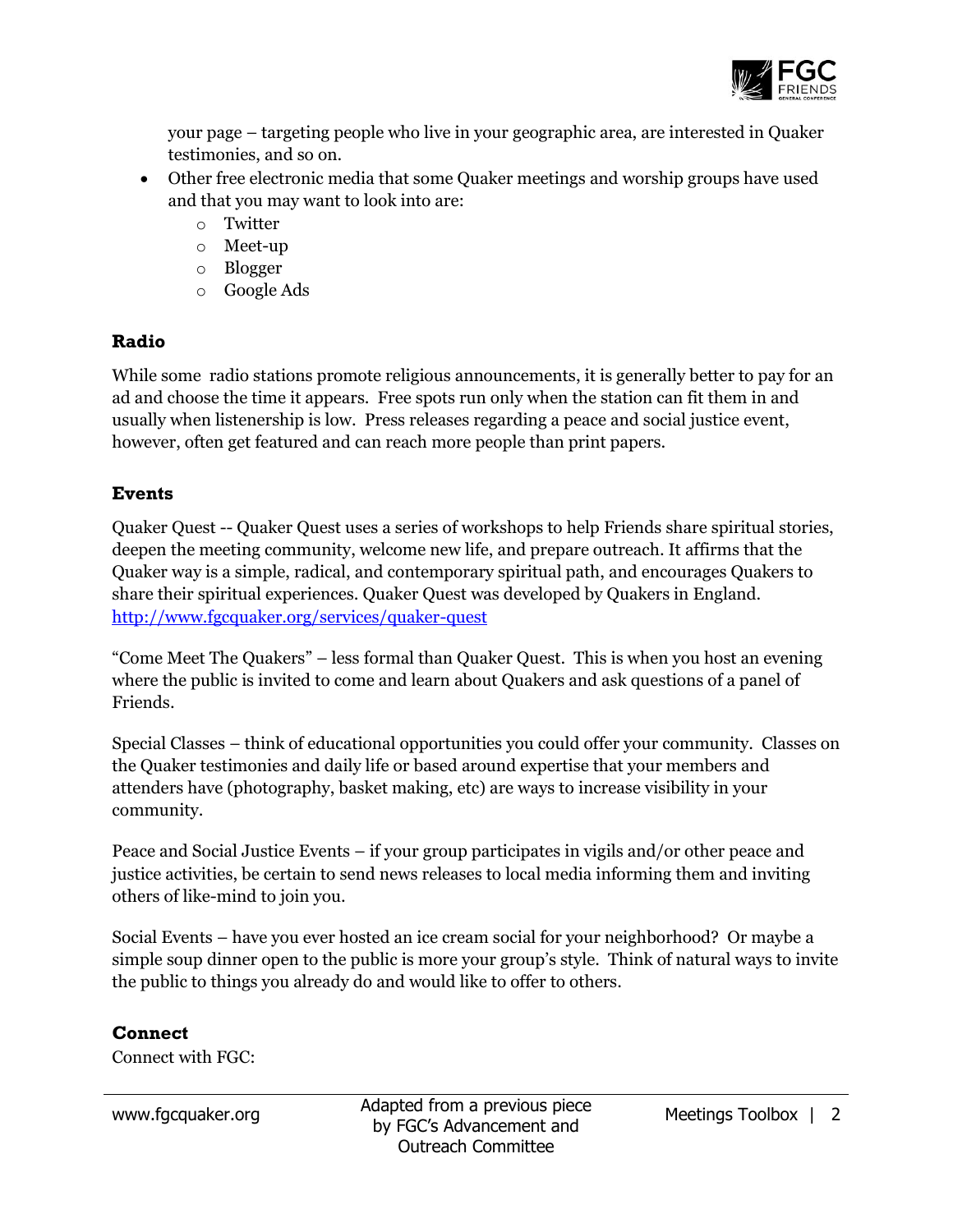your page – targeting people who live in your geographic area, are interested in Quaker testimonies, and so on.

- Other free electronic media that some Quaker meetings and worship groups have used and that you may want to look into are:
  - Twitter
  - Meet-up
  - Blogger
  - Google Ads

## Radio

While some radio stations promote religious announcements, it is generally better to pay for an ad and choose the time it appears. Free spots run only when the station can fit them in and usually when listenership is low. Press releases regarding a peace and social justice event, however, often get featured and can reach more people than print papers.

## Events

Quaker Quest -- Quaker Quest uses a series of workshops to help Friends share spiritual stories, deepen the meeting community, welcome new life, and prepare outreach. It affirms that the Quaker way is a simple, radical, and contemporary spiritual path, and encourages Quakers to share their spiritual experiences. Quaker Quest was developed by Quakers in England. http://www.fgcquaker.org/services/quaker-quest

"Come Meet The Quakers" – less formal than Quaker Quest. This is when you host an evening where the public is invited to come and learn about Quakers and ask questions of a panel of Friends.

Special Classes – think of educational opportunities you could offer your community. Classes on the Quaker testimonies and daily life or based around expertise that your members and attenders have (photography, basket making, etc) are ways to increase visibility in your community.

Peace and Social Justice Events – if your group participates in vigils and/or other peace and justice activities, be certain to send news releases to local media informing them and inviting others of like-mind to join you.

Social Events – have you ever hosted an ice cream social for your neighborhood? Or maybe a simple soup dinner open to the public is more your group's style. Think of natural ways to invite the public to things you already do and would like to offer to others.

## Connect

Connect with FGC: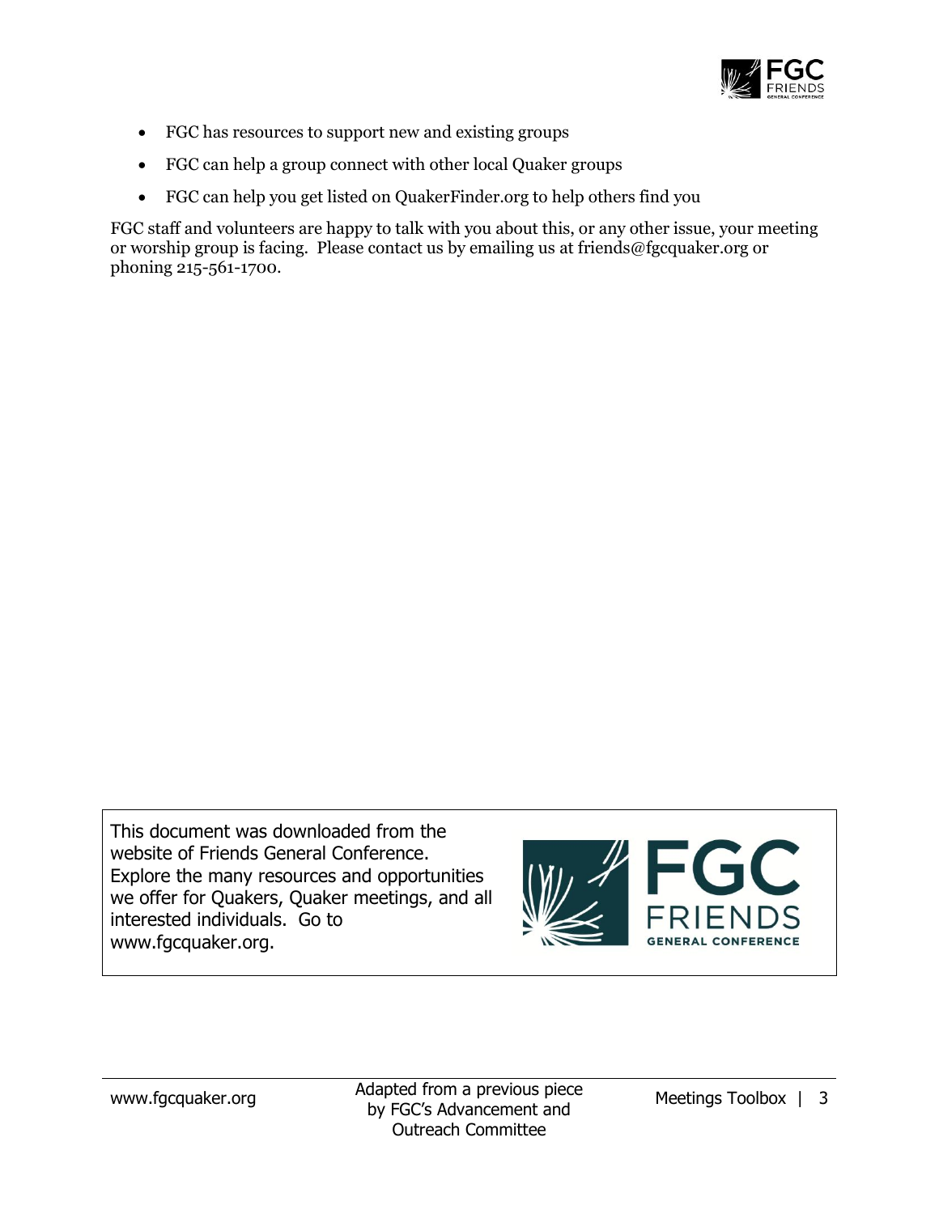- FGC has resources to support new and existing groups
- FGC can help a group connect with other local Quaker groups
- FGC can help you get listed on QuakerFinder.org to help others find you

FGC staff and volunteers are happy to talk with you about this, or any other issue, your meeting or worship group is facing. Please contact us by emailing us at friends@fgcquaker.org or phoning 215-561-1700.

This document was downloaded from the website of Friends General Conference. Explore the many resources and opportunities we offer for Quakers, Quaker meetings, and all interested individuals. Go to www.fgcquaker.org.

Adapted from a previous piece by FGC's Advancement and Outreach Committee